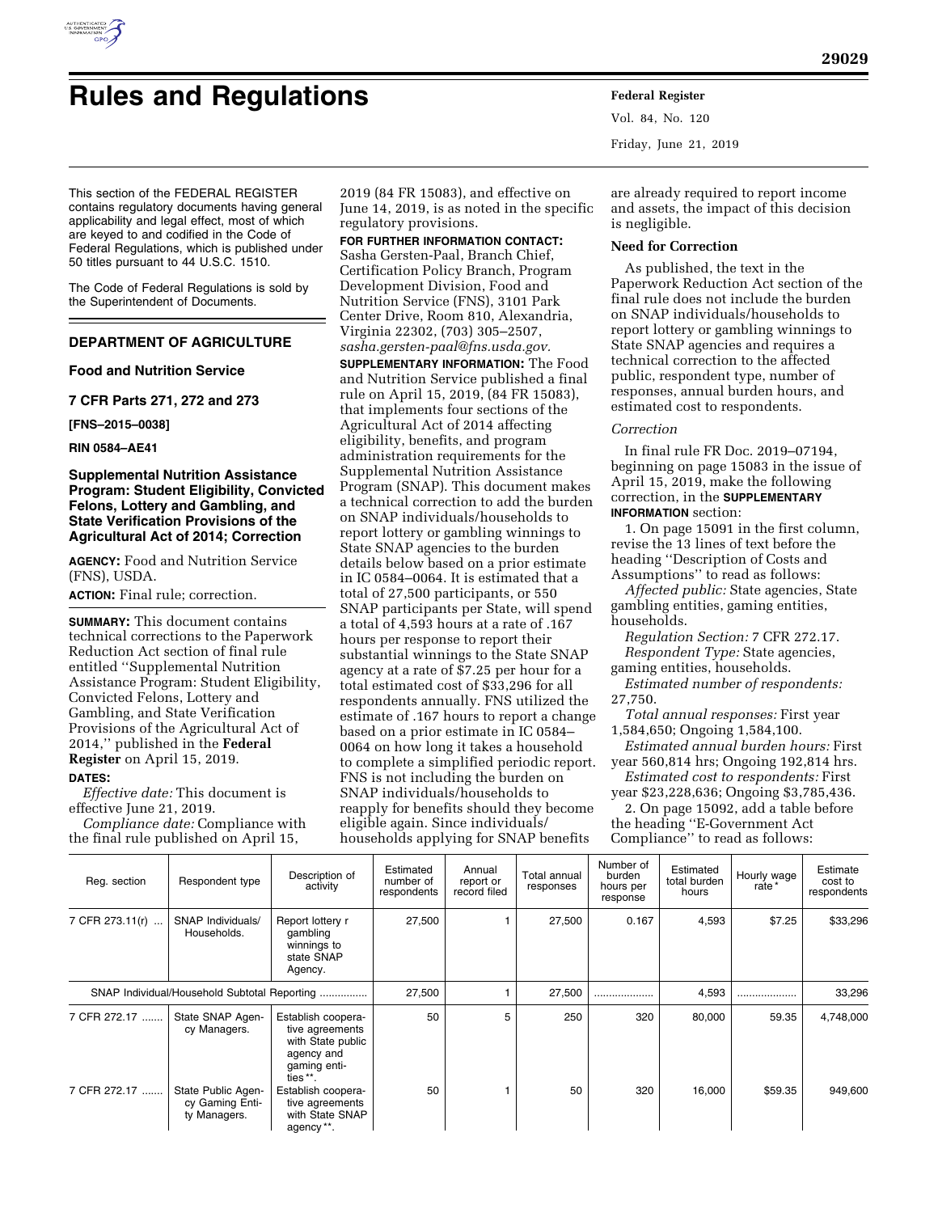# Rules and Regulations

This section of the FEDERAL REGISTER contains regulatory documents having general applicability and legal effect, most of which are keyed to and codified in the Code of Federal Regulations, which is published under 50 titles pursuant to 44 U.S.C. 1510.

The Code of Federal Regulations is sold by the Superintendent of Documents.

## DEPARTMENT OF AGRICULTURE

### Food and Nutrition Service

### 7 CFR Parts 271, 272 and 273

**[FNS–2015–0038]**

**RIN 0584–AE41**

### Supplemental Nutrition Assistance Program: Student Eligibility, Convicted Felons, Lottery and Gambling, and State Verification Provisions of the Agricultural Act of 2014; Correction

**AGENCY:** Food and Nutrition Service (FNS), USDA.

**ACTION:** Final rule; correction.

**SUMMARY:** This document contains technical corrections to the Paperwork Reduction Act section of final rule entitled ''Supplemental Nutrition Assistance Program: Student Eligibility, Convicted Felons, Lottery and Gambling, and State Verification Provisions of the Agricultural Act of 2014,'' published in the **Federal Register** on April 15, 2019.

**DATES:**

*Effective date:* This document is effective June 21, 2019.

*Compliance date:* Compliance with the final rule published on April 15, 2019 (84 FR 15083), and effective on June 14, 2019, is as noted in the specific regulatory provisions.

**FOR FURTHER INFORMATION CONTACT:** Sasha Gersten-Paal, Branch Chief, Certification Policy Branch, Program Development Division, Food and Nutrition Service (FNS), 3101 Park Center Drive, Room 810, Alexandria, Virginia 22302, (703) 305–2507, *sasha.gersten-paal@fns.usda.gov.*

**SUPPLEMENTARY INFORMATION:** The Food and Nutrition Service published a final rule on April 15, 2019, (84 FR 15083), that implements four sections of the Agricultural Act of 2014 affecting eligibility, benefits, and program administration requirements for the Supplemental Nutrition Assistance Program (SNAP). This document makes a technical correction to add the burden on SNAP individuals/households to report lottery or gambling winnings to State SNAP agencies to the burden details below based on a prior estimate in IC 0584–0064. It is estimated that a total of 27,500 participants, or 550 SNAP participants per State, will spend a total of 4,593 hours at a rate of .167 hours per response to report their substantial winnings to the State SNAP agency at a rate of $7.25 per hour for a total estimated cost of $33,296 for all respondents annually. FNS utilized the estimate of .167 hours to report a change based on a prior estimate in IC 0584–0064 on how long it takes a household to complete a simplified periodic report. FNS is not including the burden on SNAP individuals/households to reapply for benefits should they become eligible again. Since individuals/households applying for SNAP benefits are already required to report income and assets, the impact of this decision is negligible.

**Need for Correction**

As published, the text in the Paperwork Reduction Act section of the final rule does not include the burden on SNAP individuals/households to report lottery or gambling winnings to State SNAP agencies and requires a technical correction to the affected public, respondent type, number of responses, annual burden hours, and estimated cost to respondents.

*Correction*

In final rule FR Doc. 2019–07194, beginning on page 15083 in the issue of April 15, 2019, make the following correction, in the **SUPPLEMENTARY INFORMATION** section:

1. On page 15091 in the first column, revise the 13 lines of text before the heading ''Description of Costs and Assumptions'' to read as follows:

*Affected public:* State agencies, State gambling entities, gaming entities, households.

*Regulation Section:* 7 CFR 272.17.

*Respondent Type:* State agencies, gaming entities, households.

*Estimated number of respondents:* 27,750.

*Total annual responses:* First year 1,584,650; Ongoing 1,584,100.

*Estimated annual burden hours:* First year 560,814 hrs; Ongoing 192,814 hrs.

*Estimated cost to respondents:* First year $23,228,636; Ongoing $3,785,436.

2. On page 15092, add a table before the heading ''E-Government Act Compliance'' to read as follows:

| Reg. section | Respondent type | Description of activity | Estimated number of respondents | Annual report or record filed | Total annual responses | Number of burden hours per response | Estimated total burden hours | Hourly wage rate* | Estimate cost to respondents |
|---|---|---|---|---|---|---|---|---|---|
| 7 CFR 273.11(r) ... | SNAP Individuals/ Households. | Report lottery r gambling winnings to state SNAP Agency. | 27,500 | 1 | 27,500 | 0.167 | 4,593 | $7.25 | $33,296 |
| SNAP Individual/Household Subtotal Reporting ................ | | | 27,500 | 1 | 27,500 | .................... | 4,593 | .................... | 33,296 |
| 7 CFR 272.17 ....... | State SNAP Agency Managers. | Establish cooperative agreements with State public agency and gaming entities**. | 50 | 5 | 250 | 320 | 80,000 | 59.35 | 4,748,000 |
| 7 CFR 272.17 ....... | State Public Agency Gaming Entity Managers. | Establish cooperative agreements with State SNAP agency**. | 50 | 1 | 50 | 320 | 16,000 | $59.35 | 949,600 |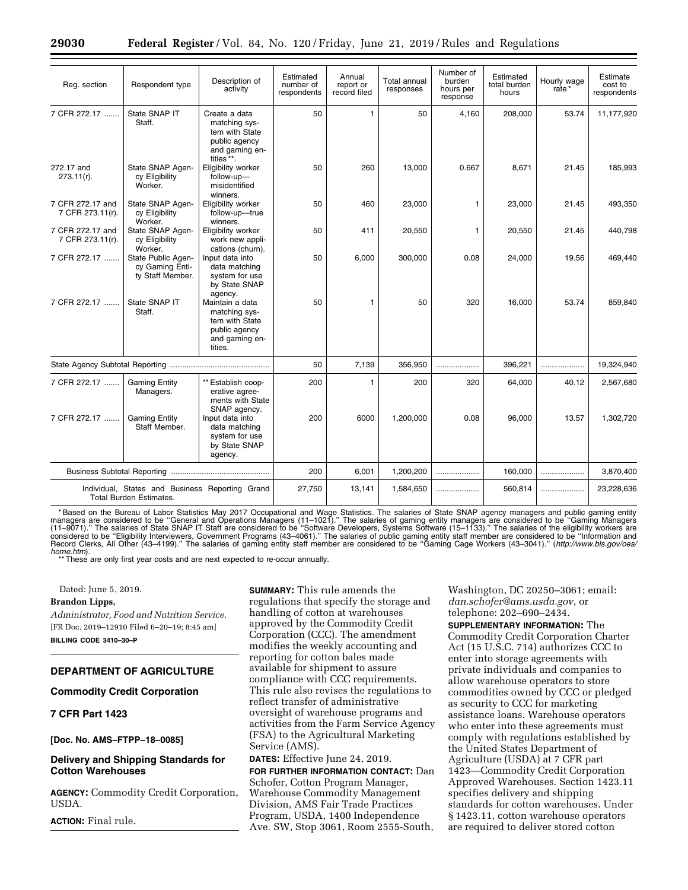| Reg. section | Respondent type | Description of activity | Estimated number of respondents | Annual report or record filed | Total annual responses | Number of burden hours per response | Estimated total burden hours | Hourly wage rate* | Estimate cost to respondents |
|---|---|---|---|---|---|---|---|---|---|
| 7 CFR 272.17 ....... | State SNAP IT Staff. | Create a data matching system with State public agency and gaming entities**. | 50 | 1 | 50 | 4,160 | 208,000 | 53.74 | 11,177,920 |
| 272.17 and 273.11(r). | State SNAP Agency Eligibility Worker. | Eligibility worker follow-up—misidentified winners. | 50 | 260 | 13,000 | 0.667 | 8,671 | 21.45 | 185,993 |
| 7 CFR 272.17 and 7 CFR 273.11(r). | State SNAP Agency Eligibility Worker. | Eligibility worker follow-up—true winners. | 50 | 460 | 23,000 | 1 | 23,000 | 21.45 | 493,350 |
| 7 CFR 272.17 and 7 CFR 273.11(r). | State SNAP Agency Eligibility Worker. | Eligibility worker work new applications (churn). | 50 | 411 | 20,550 | 1 | 20,550 | 21.45 | 440,798 |
| 7 CFR 272.17 ....... | State Public Agency Gaming Entity Staff Member. | Input data into data matching system for use by State SNAP agency. | 50 | 6,000 | 300,000 | 0.08 | 24,000 | 19.56 | 469,440 |
| 7 CFR 272.17 ....... | State SNAP IT Staff. | Maintain a data matching system with State public agency and gaming entities. | 50 | 1 | 50 | 320 | 16,000 | 53.74 | 859,840 |
| State Agency Subtotal Reporting ............................................. | | | 50 | 7,139 | 356,950 | .................... | 396,221 | .................... | 19,324,940 |
| 7 CFR 272.17 ....... | Gaming Entity Managers. | ** Establish cooperative agreements with State SNAP agency. | 200 | 1 | 200 | 320 | 64,000 | 40.12 | 2,567,680 |
| 7 CFR 272.17 ....... | Gaming Entity Staff Member. | Input data into data matching system for use by State SNAP agency. | 200 | 6000 | 1,200,000 | 0.08 | 96,000 | 13.57 | 1,302,720 |
| Business Subtotal Reporting ............................................. | | | 200 | 6,001 | 1,200,200 | .................... | 160,000 | .................... | 3,870,400 |
| Individual, States and Business Reporting Grand Total Burden Estimates. | | | 27,750 | 13,141 | 1,584,650 | .................... | 560,814 | .................... | 23,228,636 |

* Based on the Bureau of Labor Statistics May 2017 Occupational and Wage Statistics. The salaries of State SNAP agency managers and public gaming entity managers are considered to be "General and Operations Managers (11–1021)." The salaries of gaming entity managers are considered to be "Gaming Managers (11–9071)." The salaries of State SNAP IT Staff are considered to be "Software Developers, Systems Software (15–1133)." The salaries of the eligibility workers are considered to be "Eligibility Interviewers, Government Programs (43–4061)." The salaries of public gaming entity staff member are considered to be "Information and Record Clerks, All Other (43–4199)." The salaries of gaming entity staff member are considered to be "Gaming Cage Workers (43–3041)." (*http://www.bls.gov/oes/home.htm*).

** These are only first year costs and are next expected to re-occur annually.

Dated: June 5, 2019.

**Brandon Lipps,**

*Administrator, Food and Nutrition Service.*

[FR Doc. 2019–12910 Filed 6–20–19; 8:45 am]

**BILLING CODE 3410–30–P**

## DEPARTMENT OF AGRICULTURE

### Commodity Credit Corporation

### 7 CFR Part 1423

**[Doc. No. AMS–FTPP–18–0085]**

### Delivery and Shipping Standards for Cotton Warehouses

**AGENCY:** Commodity Credit Corporation, USDA.

**ACTION:** Final rule.

**SUMMARY:** This rule amends the regulations that specify the storage and handling of cotton at warehouses approved by the Commodity Credit Corporation (CCC). The amendment modifies the weekly accounting and reporting for cotton bales made available for shipment to assure compliance with CCC requirements. This rule also revises the regulations to reflect transfer of administrative oversight of warehouse programs and activities from the Farm Service Agency (FSA) to the Agricultural Marketing Service (AMS).

**DATES:** Effective June 24, 2019.

**FOR FURTHER INFORMATION CONTACT:** Dan Schofer, Cotton Program Manager, Warehouse Commodity Management Division, AMS Fair Trade Practices Program, USDA, 1400 Independence Ave. SW, Stop 3061, Room 2555-South, Washington, DC 20250–3061; email: *dan.schofer@ams.usda.gov*, or telephone: 202–690–2434.

**SUPPLEMENTARY INFORMATION:** The Commodity Credit Corporation Charter Act (15 U.S.C. 714) authorizes CCC to enter into storage agreements with private individuals and companies to allow warehouse operators to store commodities owned by CCC or pledged as security to CCC for marketing assistance loans. Warehouse operators who enter into these agreements must comply with regulations established by the United States Department of Agriculture (USDA) at 7 CFR part 1423—Commodity Credit Corporation Approved Warehouses. Section 1423.11 specifies delivery and shipping standards for cotton warehouses. Under § 1423.11, cotton warehouse operators are required to deliver stored cotton